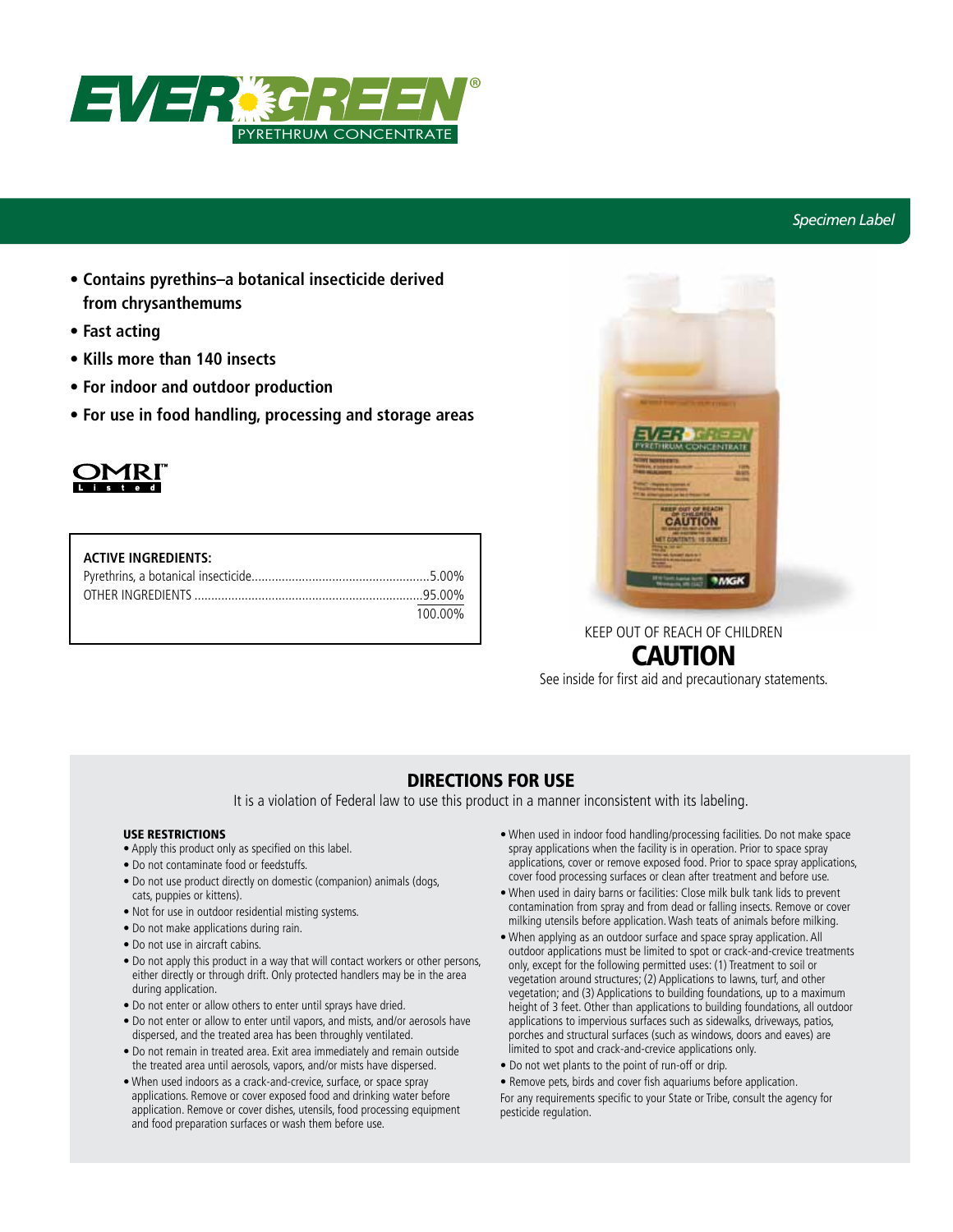# EVERGREEN®

PYRETHRUM CONCENTRATE

*Specimen Label*

- **Contains pyrethins–a botanical insecticide derived from chrysanthemums**
- **Fast acting**
- **Kills more than 140 insects**
- **For indoor and outdoor production**
- **For use in food handling, processing and storage areas**

OMRI™ Listed

| **ACTIVE INGREDIENTS:** | |
|---|---|
| Pyrethrins, a botanical insecticide | 5.00% |
| OTHER INGREDIENTS | 95.00% |
| | 100.00% |

KEEP OUT OF REACH OF CHILDREN

**CAUTION**

See inside for first aid and precautionary statements.

## DIRECTIONS FOR USE

It is a violation of Federal law to use this product in a manner inconsistent with its labeling.

### USE RESTRICTIONS

- Apply this product only as specified on this label.
- Do not contaminate food or feedstuffs.
- Do not use product directly on domestic (companion) animals (dogs, cats, puppies or kittens).
- Not for use in outdoor residential misting systems.
- Do not make applications during rain.
- Do not use in aircraft cabins.
- Do not apply this product in a way that will contact workers or other persons, either directly or through drift. Only protected handlers may be in the area during application.
- Do not enter or allow others to enter until sprays have dried.
- Do not enter or allow to enter until vapors, and mists, and/or aerosols have dispersed, and the treated area has been throughly ventilated.
- Do not remain in treated area. Exit area immediately and remain outside the treated area until aerosols, vapors, and/or mists have dispersed.
- When used indoors as a crack-and-crevice, surface, or space spray applications. Remove or cover exposed food and drinking water before application. Remove or cover dishes, utensils, food processing equipment and food preparation surfaces or wash them before use.
- When used in indoor food handling/processing facilities. Do not make space spray applications when the facility is in operation. Prior to space spray applications, cover or remove exposed food. Prior to space spray applications, cover food processing surfaces or clean after treatment and before use.
- When used in dairy barns or facilities: Close milk bulk tank lids to prevent contamination from spray and from dead or falling insects. Remove or cover milking utensils before application. Wash teats of animals before milking.
- When applying as an outdoor surface and space spray application. All outdoor applications must be limited to spot or crack-and-crevice treatments only, except for the following permitted uses: (1) Treatment to soil or vegetation around structures; (2) Applications to lawns, turf, and other vegetation; and (3) Applications to building foundations, up to a maximum height of 3 feet. Other than applications to building foundations, all outdoor applications to impervious surfaces such as sidewalks, driveways, patios, porches and structural surfaces (such as windows, doors and eaves) are limited to spot and crack-and-crevice applications only.
- Do not wet plants to the point of run-off or drip.
- Remove pets, birds and cover fish aquariums before application.

For any requirements specific to your State or Tribe, consult the agency for pesticide regulation.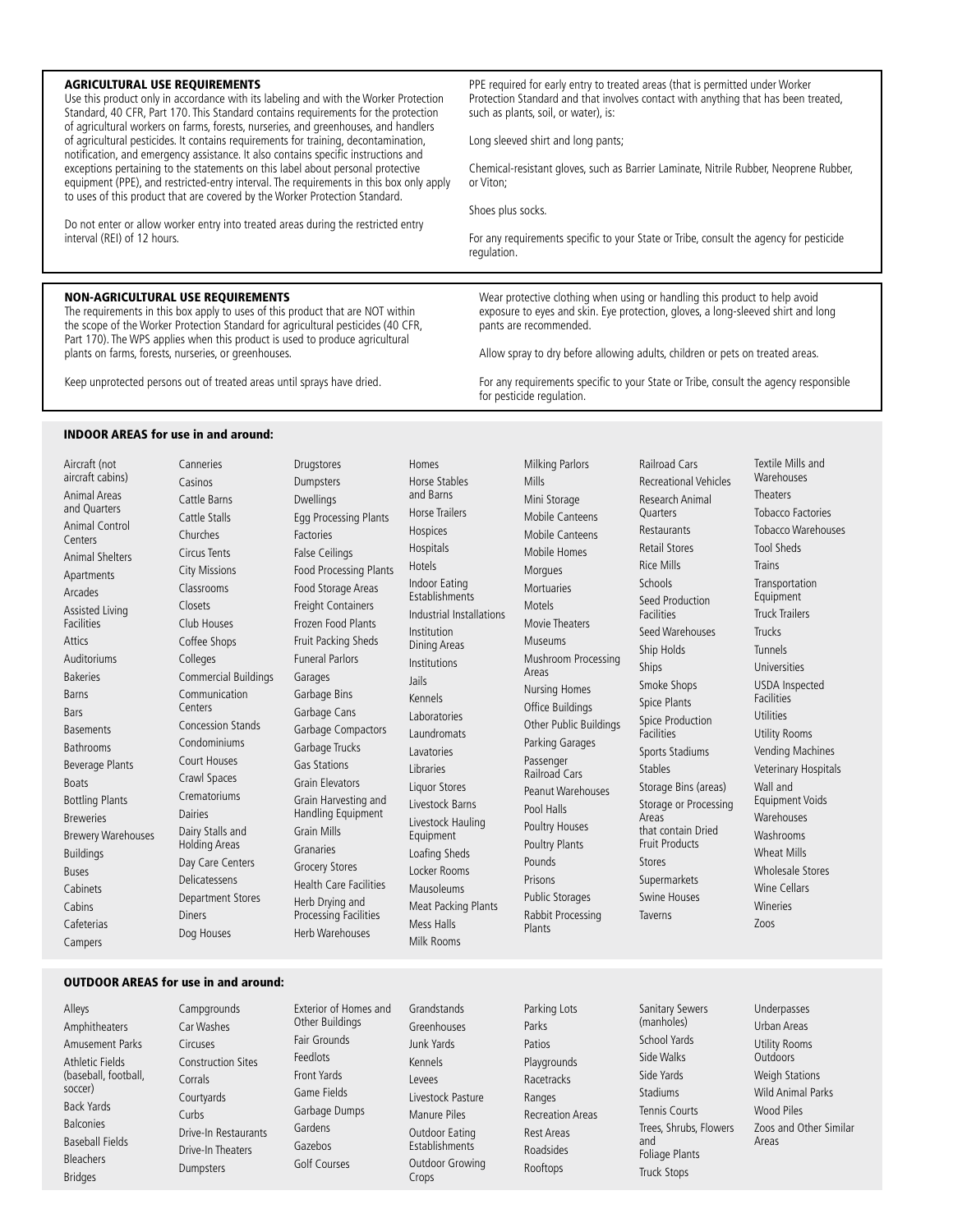## AGRICULTURAL USE REQUIREMENTS

Use this product only in accordance with its labeling and with the Worker Protection Standard, 40 CFR, Part 170. This Standard contains requirements for the protection of agricultural workers on farms, forests, nurseries, and greenhouses, and handlers of agricultural pesticides. It contains requirements for training, decontamination, notification, and emergency assistance. It also contains specific instructions and exceptions pertaining to the statements on this label about personal protective equipment (PPE), and restricted-entry interval. The requirements in this box only apply to uses of this product that are covered by the Worker Protection Standard.

Do not enter or allow worker entry into treated areas during the restricted entry interval (REI) of 12 hours.

PPE required for early entry to treated areas (that is permitted under Worker Protection Standard and that involves contact with anything that has been treated, such as plants, soil, or water), is:

Long sleeved shirt and long pants;

Chemical-resistant gloves, such as Barrier Laminate, Nitrile Rubber, Neoprene Rubber, or Viton;

Shoes plus socks.

For any requirements specific to your State or Tribe, consult the agency for pesticide regulation.

## NON-AGRICULTURAL USE REQUIREMENTS

The requirements in this box apply to uses of this product that are NOT within the scope of the Worker Protection Standard for agricultural pesticides (40 CFR, Part 170). The WPS applies when this product is used to produce agricultural plants on farms, forests, nurseries, or greenhouses.

Keep unprotected persons out of treated areas until sprays have dried.

Wear protective clothing when using or handling this product to help avoid exposure to eyes and skin. Eye protection, gloves, a long-sleeved shirt and long pants are recommended.

Allow spray to dry before allowing adults, children or pets on treated areas.

For any requirements specific to your State or Tribe, consult the agency responsible for pesticide regulation.

## INDOOR AREAS for use in and around:

Aircraft (not aircraft cabins)
Animal Areas and Quarters
Animal Control Centers
Animal Shelters
Apartments
Arcades
Assisted Living Facilities
Attics
Auditoriums
Bakeries
Barns
Bars
Basements
Bathrooms
Beverage Plants
Boats
Bottling Plants
Breweries
Brewery Warehouses
Buildings
Buses
Cabinets
Cabins
Cafeterias
Campers
Canneries
Casinos
Cattle Barns
Cattle Stalls
Churches
Circus Tents
City Missions
Classrooms
Closets
Club Houses
Coffee Shops
Colleges
Commercial Buildings
Communication Centers
Concession Stands
Condominiums
Court Houses
Crawl Spaces
Crematoriums
Dairies
Dairy Stalls and Holding Areas
Day Care Centers
Delicatessens
Department Stores
Diners
Dog Houses
Drugstores
Dumpsters
Dwellings
Egg Processing Plants
Factories
False Ceilings
Food Processing Plants
Food Storage Areas
Freight Containers
Frozen Food Plants
Fruit Packing Sheds
Funeral Parlors
Garages
Garbage Bins
Garbage Cans
Garbage Compactors
Garbage Trucks
Gas Stations
Grain Elevators
Grain Harvesting and Handling Equipment
Grain Mills
Granaries
Grocery Stores
Health Care Facilities
Herb Drying and Processing Facilities
Herb Warehouses
Homes
Horse Stables and Barns
Horse Trailers
Hospices
Hospitals
Hotels
Indoor Eating Establishments
Industrial Installations
Institution Dining Areas
Institutions
Jails
Kennels
Laboratories
Laundromats
Lavatories
Libraries
Liquor Stores
Livestock Barns
Livestock Hauling Equipment
Loafing Sheds
Locker Rooms
Mausoleums
Meat Packing Plants
Mess Halls
Milk Rooms
Milking Parlors
Mills
Mini Storage
Mobile Canteens
Mobile Canteens
Mobile Homes
Morgues
Mortuaries
Motels
Movie Theaters
Museums
Mushroom Processing Areas
Nursing Homes
Office Buildings
Other Public Buildings
Parking Garages
Passenger Railroad Cars
Peanut Warehouses
Pool Halls
Poultry Houses
Poultry Plants
Pounds
Prisons
Public Storages
Rabbit Processing Plants
Railroad Cars
Recreational Vehicles
Research Animal Quarters
Restaurants
Retail Stores
Rice Mills
Schools
Seed Production Facilities
Seed Warehouses
Ship Holds
Ships
Smoke Shops
Spice Plants
Spice Production Facilities
Sports Stadiums
Stables
Storage Bins (areas)
Storage or Processing Areas that contain Dried Fruit Products
Stores
Supermarkets
Swine Houses
Taverns
Textile Mills and Warehouses
Theaters
Tobacco Factories
Tobacco Warehouses
Tool Sheds
Trains
Transportation Equipment
Truck Trailers
Trucks
Tunnels
Universities
USDA Inspected Facilities
Utilities
Utility Rooms
Vending Machines
Veterinary Hospitals
Wall and Equipment Voids
Warehouses
Washrooms
Wheat Mills
Wholesale Stores
Wine Cellars
Wineries
Zoos

## OUTDOOR AREAS for use in and around:

Alleys
Amphitheaters
Amusement Parks
Athletic Fields (baseball, football, soccer)
Back Yards
Balconies
Baseball Fields
Bleachers
Bridges
Campgrounds
Car Washes
Circuses
Construction Sites
Corrals
Courtyards
Curbs
Drive-In Restaurants
Drive-In Theaters
Dumpsters
Exterior of Homes and Other Buildings
Fair Grounds
Feedlots
Front Yards
Game Fields
Garbage Dumps
Gardens
Gazebos
Golf Courses
Grandstands
Greenhouses
Junk Yards
Kennels
Levees
Livestock Pasture
Manure Piles
Outdoor Eating Establishments
Outdoor Growing Crops
Parking Lots
Parks
Patios
Playgrounds
Racetracks
Ranges
Recreation Areas
Rest Areas
Roadsides
Rooftops
Sanitary Sewers (manholes)
School Yards
Side Walks
Side Yards
Stadiums
Tennis Courts
Trees, Shrubs, Flowers and Foliage Plants
Truck Stops
Underpasses
Urban Areas
Utility Rooms Outdoors
Weigh Stations
Wild Animal Parks
Wood Piles
Zoos and Other Similar Areas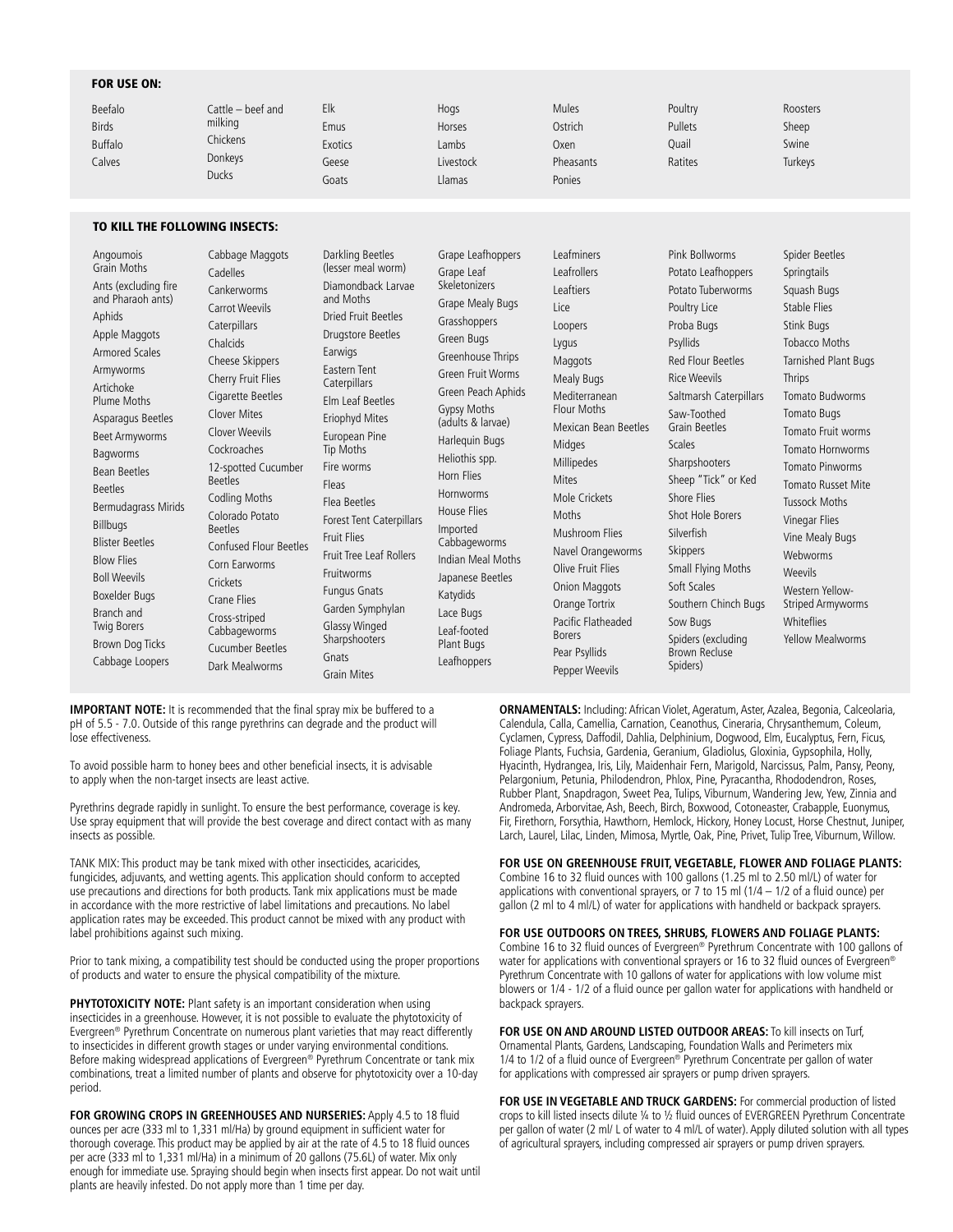## FOR USE ON:

Beefalo
Birds
Buffalo
Calves
Cattle – beef and milking
Chickens
Donkeys
Ducks
Elk
Emus
Exotics
Geese
Goats
Hogs
Horses
Lambs
Livestock
Llamas
Mules
Ostrich
Oxen
Pheasants
Ponies
Poultry
Pullets
Quail
Ratites
Roosters
Sheep
Swine
Turkeys

## TO KILL THE FOLLOWING INSECTS:

Angoumois Grain Moths
Ants (excluding fire and Pharaoh ants)
Aphids
Apple Maggots
Armored Scales
Armyworms
Artichoke Plume Moths
Asparagus Beetles
Beet Armyworms
Bagworms
Bean Beetles
Beetles
Bermudagrass Mirids
Billbugs
Blister Beetles
Blow Flies
Boll Weevils
Boxelder Bugs
Branch and Twig Borers
Brown Dog Ticks
Cabbage Loopers
Cabbage Maggots
Cadelles
Cankerworms
Carrot Weevils
Caterpillars
Chalcids
Cheese Skippers
Cherry Fruit Flies
Cigarette Beetles
Clover Mites
Clover Weevils
Cockroaches
12-spotted Cucumber Beetles
Codling Moths
Colorado Potato Beetles
Confused Flour Beetles
Corn Earworms
Crickets
Crane Flies
Cross-striped Cabbageworms
Cucumber Beetles
Dark Mealworms
Darkling Beetles (lesser meal worm)
Diamondback Larvae and Moths
Dried Fruit Beetles
Drugstore Beetles
Earwigs
Eastern Tent Caterpillars
Elm Leaf Beetles
Eriophyd Mites
European Pine Tip Moths
Fire worms
Fleas
Flea Beetles
Forest Tent Caterpillars
Fruit Flies
Fruit Tree Leaf Rollers
Fruitworms
Fungus Gnats
Garden Symphylan
Glassy Winged Sharpshooters
Gnats
Grain Mites
Grape Leafhoppers
Grape Leaf Skeletonizers
Grape Mealy Bugs
Grasshoppers
Green Bugs
Greenhouse Thrips
Green Fruit Worms
Green Peach Aphids
Gypsy Moths (adults & larvae)
Harlequin Bugs
Heliothis spp.
Horn Flies
Hornworms
House Flies
Imported Cabbageworms
Indian Meal Moths
Japanese Beetles
Katydids
Lace Bugs
Leaf-footed Plant Bugs
Leafhoppers
Leafminers
Leafrollers
Leaftiers
Lice
Loopers
Lygus
Maggots
Mealy Bugs
Mediterranean Flour Moths
Mexican Bean Beetles
Midges
Millipedes
Mites
Mole Crickets
Moths
Mushroom Flies
Navel Orangeworms
Olive Fruit Flies
Onion Maggots
Orange Tortrix
Pacific Flatheaded Borers
Pear Psyllids
Pepper Weevils
Pink Bollworms
Potato Leafhoppers
Potato Tuberworms
Poultry Lice
Proba Bugs
Psyllids
Red Flour Beetles
Rice Weevils
Saltmarsh Caterpillars
Saw-Toothed Grain Beetles
Scales
Sharpshooters
Sheep "Tick" or Ked
Shore Flies
Shot Hole Borers
Silverfish
Skippers
Small Flying Moths
Soft Scales
Southern Chinch Bugs
Sow Bugs
Spiders (excluding Brown Recluse Spiders)
Spider Beetles
Springtails
Squash Bugs
Stable Flies
Stink Bugs
Tobacco Moths
Tarnished Plant Bugs
Thrips
Tomato Budworms
Tomato Bugs
Tomato Fruit worms
Tomato Hornworms
Tomato Pinworms
Tomato Russet Mite
Tussock Moths
Vinegar Flies
Vine Mealy Bugs
Webworms
Weevils
Western Yellow-Striped Armyworms
Whiteflies
Yellow Mealworms

**IMPORTANT NOTE:** It is recommended that the final spray mix be buffered to a pH of 5.5 - 7.0. Outside of this range pyrethrins can degrade and the product will lose effectiveness.

To avoid possible harm to honey bees and other beneficial insects, it is advisable to apply when the non-target insects are least active.

Pyrethrins degrade rapidly in sunlight. To ensure the best performance, coverage is key. Use spray equipment that will provide the best coverage and direct contact with as many insects as possible.

TANK MIX: This product may be tank mixed with other insecticides, acaricides, fungicides, adjuvants, and wetting agents. This application should conform to accepted use precautions and directions for both products. Tank mix applications must be made in accordance with the more restrictive of label limitations and precautions. No label application rates may be exceeded. This product cannot be mixed with any product with label prohibitions against such mixing.

Prior to tank mixing, a compatibility test should be conducted using the proper proportions of products and water to ensure the physical compatibility of the mixture.

**PHYTOTOXICITY NOTE:** Plant safety is an important consideration when using insecticides in a greenhouse. However, it is not possible to evaluate the phytotoxicity of Evergreen® Pyrethrum Concentrate on numerous plant varieties that may react differently to insecticides in different growth stages or under varying environmental conditions. Before making widespread applications of Evergreen® Pyrethrum Concentrate or tank mix combinations, treat a limited number of plants and observe for phytotoxicity over a 10-day period.

**FOR GROWING CROPS IN GREENHOUSES AND NURSERIES:** Apply 4.5 to 18 fluid ounces per acre (333 ml to 1,331 ml/Ha) by ground equipment in sufficient water for thorough coverage. This product may be applied by air at the rate of 4.5 to 18 fluid ounces per acre (333 ml to 1,331 ml/Ha) in a minimum of 20 gallons (75.6L) of water. Mix only enough for immediate use. Spraying should begin when insects first appear. Do not wait until plants are heavily infested. Do not apply more than 1 time per day.

**ORNAMENTALS:** Including: African Violet, Ageratum, Aster, Azalea, Begonia, Calceolaria, Calendula, Calla, Camellia, Carnation, Ceanothus, Cineraria, Chrysanthemum, Coleum, Cyclamen, Cypress, Daffodil, Dahlia, Delphinium, Dogwood, Elm, Eucalyptus, Fern, Ficus, Foliage Plants, Fuchsia, Gardenia, Geranium, Gladiolus, Gloxinia, Gypsophila, Holly, Hyacinth, Hydrangea, Iris, Lily, Maidenhair Fern, Marigold, Narcissus, Palm, Pansy, Peony, Pelargonium, Petunia, Philodendron, Phlox, Pine, Pyracantha, Rhododendron, Roses, Rubber Plant, Snapdragon, Sweet Pea, Tulips, Viburnum, Wandering Jew, Yew, Zinnia and Andromeda, Arborvitae, Ash, Beech, Birch, Boxwood, Cotoneaster, Crabapple, Euonymus, Fir, Firethorn, Forsythia, Hawthorn, Hemlock, Hickory, Honey Locust, Horse Chestnut, Juniper, Larch, Laurel, Lilac, Linden, Mimosa, Myrtle, Oak, Pine, Privet, Tulip Tree, Viburnum, Willow.

**FOR USE ON GREENHOUSE FRUIT, VEGETABLE, FLOWER AND FOLIAGE PLANTS:** Combine 16 to 32 fluid ounces with 100 gallons (1.25 ml to 2.50 ml/L) of water for applications with conventional sprayers, or 7 to 15 ml (1/4 – 1/2 of a fluid ounce) per gallon (2 ml to 4 ml/L) of water for applications with handheld or backpack sprayers.

**FOR USE OUTDOORS ON TREES, SHRUBS, FLOWERS AND FOLIAGE PLANTS:** Combine 16 to 32 fluid ounces of Evergreen® Pyrethrum Concentrate with 100 gallons of water for applications with conventional sprayers or 16 to 32 fluid ounces of Evergreen® Pyrethrum Concentrate with 10 gallons of water for applications with low volume mist blowers or 1/4 - 1/2 of a fluid ounce per gallon water for applications with handheld or backpack sprayers.

**FOR USE ON AND AROUND LISTED OUTDOOR AREAS:** To kill insects on Turf, Ornamental Plants, Gardens, Landscaping, Foundation Walls and Perimeters mix 1/4 to 1/2 of a fluid ounce of Evergreen® Pyrethrum Concentrate per gallon of water for applications with compressed air sprayers or pump driven sprayers.

**FOR USE IN VEGETABLE AND TRUCK GARDENS:** For commercial production of listed crops to kill listed insects dilute ¼ to ½ fluid ounces of EVERGREEN Pyrethrum Concentrate per gallon of water (2 ml/ L of water to 4 ml/L of water). Apply diluted solution with all types of agricultural sprayers, including compressed air sprayers or pump driven sprayers.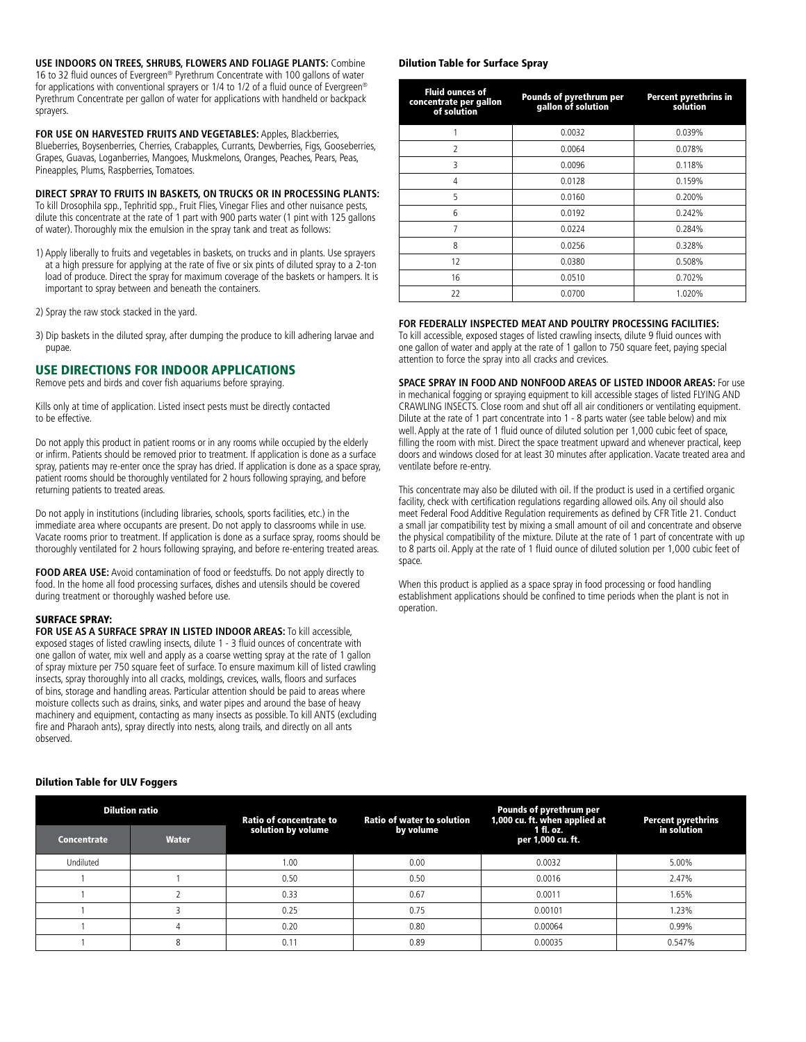**USE INDOORS ON TREES, SHRUBS, FLOWERS AND FOLIAGE PLANTS:** Combine 16 to 32 fluid ounces of Evergreen® Pyrethrum Concentrate with 100 gallons of water for applications with conventional sprayers or 1/4 to 1/2 of a fluid ounce of Evergreen® Pyrethrum Concentrate per gallon of water for applications with handheld or backpack sprayers.

**FOR USE ON HARVESTED FRUITS AND VEGETABLES:** Apples, Blackberries, Blueberries, Boysenberries, Cherries, Crabapples, Currants, Dewberries, Figs, Gooseberries, Grapes, Guavas, Loganberries, Mangoes, Muskmelons, Oranges, Peaches, Pears, Peas, Pineapples, Plums, Raspberries, Tomatoes.

**DIRECT SPRAY TO FRUITS IN BASKETS, ON TRUCKS OR IN PROCESSING PLANTS:** To kill Drosophila spp., Tephritid spp., Fruit Flies, Vinegar Flies and other nuisance pests, dilute this concentrate at the rate of 1 part with 900 parts water (1 pint with 125 gallons of water). Thoroughly mix the emulsion in the spray tank and treat as follows:

1) Apply liberally to fruits and vegetables in baskets, on trucks and in plants. Use sprayers at a high pressure for applying at the rate of five or six pints of diluted spray to a 2-ton load of produce. Direct the spray for maximum coverage of the baskets or hampers. It is important to spray between and beneath the containers.

2) Spray the raw stock stacked in the yard.

3) Dip baskets in the diluted spray, after dumping the produce to kill adhering larvae and pupae.

## USE DIRECTIONS FOR INDOOR APPLICATIONS

Remove pets and birds and cover fish aquariums before spraying.

Kills only at time of application. Listed insect pests must be directly contacted to be effective.

Do not apply this product in patient rooms or in any rooms while occupied by the elderly or infirm. Patients should be removed prior to treatment. If application is done as a surface spray, patients may re-enter once the spray has dried. If application is done as a space spray, patient rooms should be thoroughly ventilated for 2 hours following spraying, and before returning patients to treated areas.

Do not apply in institutions (including libraries, schools, sports facilities, etc.) in the immediate area where occupants are present. Do not apply to classrooms while in use. Vacate rooms prior to treatment. If application is done as a surface spray, rooms should be thoroughly ventilated for 2 hours following spraying, and before re-entering treated areas.

**FOOD AREA USE:** Avoid contamination of food or feedstuffs. Do not apply directly to food. In the home all food processing surfaces, dishes and utensils should be covered during treatment or thoroughly washed before use.

### SURFACE SPRAY:

**FOR USE AS A SURFACE SPRAY IN LISTED INDOOR AREAS:** To kill accessible, exposed stages of listed crawling insects, dilute 1 - 3 fluid ounces of concentrate with one gallon of water, mix well and apply as a coarse wetting spray at the rate of 1 gallon of spray mixture per 750 square feet of surface. To ensure maximum kill of listed crawling insects, spray thoroughly into all cracks, moldings, crevices, walls, floors and surfaces of bins, storage and handling areas. Particular attention should be paid to areas where moisture collects such as drains, sinks, and water pipes and around the base of heavy machinery and equipment, contacting as many insects as possible. To kill ANTS (excluding fire and Pharaoh ants), spray directly into nests, along trails, and directly on all ants observed.

### Dilution Table for Surface Spray

| Fluid ounces of concentrate per gallon of solution | Pounds of pyrethrum per gallon of solution | Percent pyrethrins in solution |
|---|---|---|
| 1 | 0.0032 | 0.039% |
| 2 | 0.0064 | 0.078% |
| 3 | 0.0096 | 0.118% |
| 4 | 0.0128 | 0.159% |
| 5 | 0.0160 | 0.200% |
| 6 | 0.0192 | 0.242% |
| 7 | 0.0224 | 0.284% |
| 8 | 0.0256 | 0.328% |
| 12 | 0.0380 | 0.508% |
| 16 | 0.0510 | 0.702% |
| 22 | 0.0700 | 1.020% |

**FOR FEDERALLY INSPECTED MEAT AND POULTRY PROCESSING FACILITIES:** To kill accessible, exposed stages of listed crawling insects, dilute 9 fluid ounces with one gallon of water and apply at the rate of 1 gallon to 750 square feet, paying special attention to force the spray into all cracks and crevices.

**SPACE SPRAY IN FOOD AND NONFOOD AREAS OF LISTED INDOOR AREAS:** For use in mechanical fogging or spraying equipment to kill accessible stages of listed FLYING AND CRAWLING INSECTS. Close room and shut off all air conditioners or ventilating equipment. Dilute at the rate of 1 part concentrate into 1 - 8 parts water (see table below) and mix well. Apply at the rate of 1 fluid ounce of diluted solution per 1,000 cubic feet of space, filling the room with mist. Direct the space treatment upward and whenever practical, keep doors and windows closed for at least 30 minutes after application. Vacate treated area and ventilate before re-entry.

This concentrate may also be diluted with oil. If the product is used in a certified organic facility, check with certification regulations regarding allowed oils. Any oil should also meet Federal Food Additive Regulation requirements as defined by CFR Title 21. Conduct a small jar compatibility test by mixing a small amount of oil and concentrate and observe the physical compatibility of the mixture. Dilute at the rate of 1 part of concentrate with up to 8 parts oil. Apply at the rate of 1 fluid ounce of diluted solution per 1,000 cubic feet of space.

When this product is applied as a space spray in food processing or food handling establishment applications should be confined to time periods when the plant is not in operation.

### Dilution Table for ULV Foggers

| Dilution ratio | | Ratio of concentrate to solution by volume | Ratio of water to solution by volume | Pounds of pyrethrum per 1,000 cu. ft. when applied at 1 fl. oz. per 1,000 cu. ft. | Percent pyrethrins in solution |
|---|---|---|---|---|---|
| Concentrate | Water | | | | |
| Undiluted | | 1.00 | 0.00 | 0.0032 | 5.00% |
| 1 | 1 | 0.50 | 0.50 | 0.0016 | 2.47% |
| 1 | 2 | 0.33 | 0.67 | 0.0011 | 1.65% |
| 1 | 3 | 0.25 | 0.75 | 0.00101 | 1.23% |
| 1 | 4 | 0.20 | 0.80 | 0.00064 | 0.99% |
| 1 | 8 | 0.11 | 0.89 | 0.00035 | 0.547% |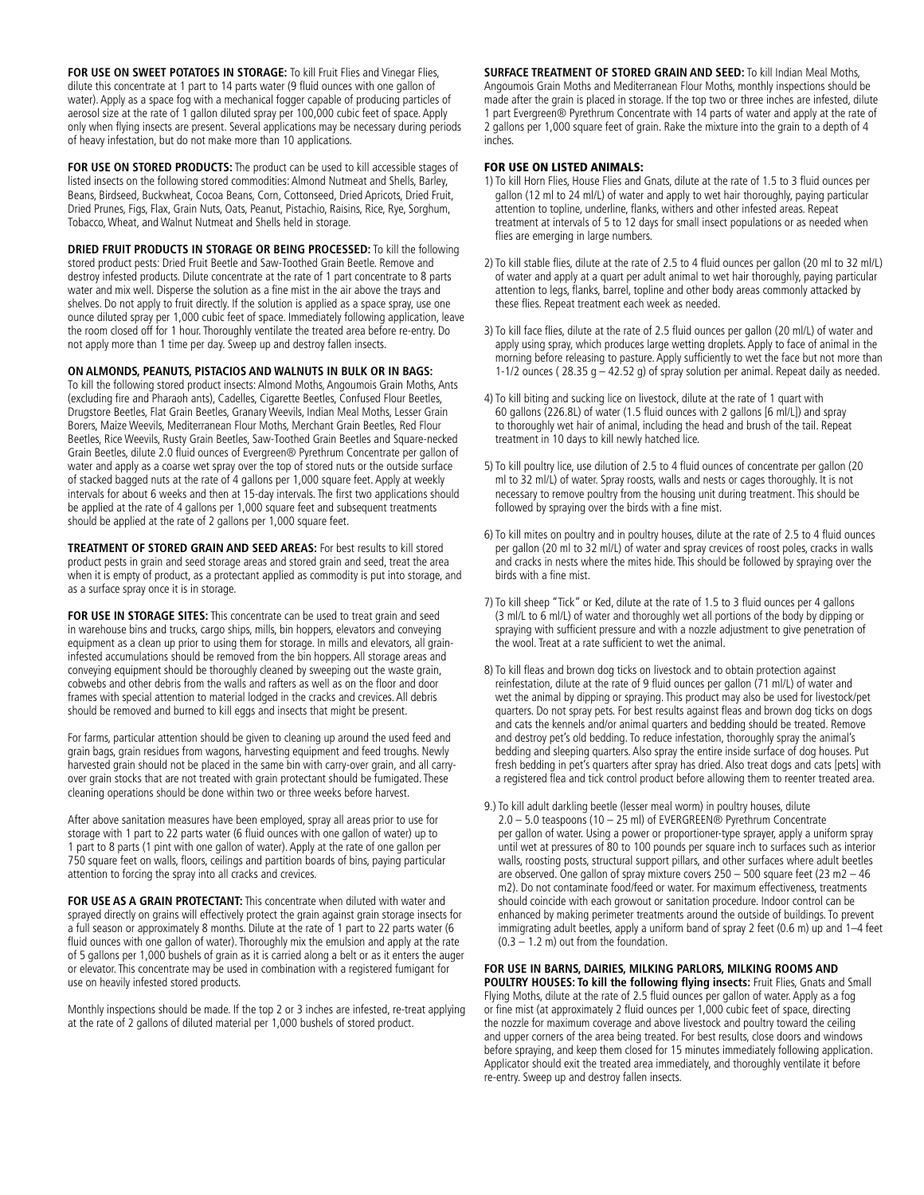**FOR USE ON SWEET POTATOES IN STORAGE:** To kill Fruit Flies and Vinegar Flies, dilute this concentrate at 1 part to 14 parts water (9 fluid ounces with one gallon of water). Apply as a space fog with a mechanical fogger capable of producing particles of aerosol size at the rate of 1 gallon diluted spray per 100,000 cubic feet of space. Apply only when flying insects are present. Several applications may be necessary during periods of heavy infestation, but do not make more than 10 applications.

**FOR USE ON STORED PRODUCTS:** The product can be used to kill accessible stages of listed insects on the following stored commodities: Almond Nutmeat and Shells, Barley, Beans, Birdseed, Buckwheat, Cocoa Beans, Corn, Cottonseed, Dried Apricots, Dried Fruit, Dried Prunes, Figs, Flax, Grain Nuts, Oats, Peanut, Pistachio, Raisins, Rice, Rye, Sorghum, Tobacco, Wheat, and Walnut Nutmeat and Shells held in storage.

**DRIED FRUIT PRODUCTS IN STORAGE OR BEING PROCESSED:** To kill the following stored product pests: Dried Fruit Beetle and Saw-Toothed Grain Beetle. Remove and destroy infested products. Dilute concentrate at the rate of 1 part concentrate to 8 parts water and mix well. Disperse the solution as a fine mist in the air above the trays and shelves. Do not apply to fruit directly. If the solution is applied as a space spray, use one ounce diluted spray per 1,000 cubic feet of space. Immediately following application, leave the room closed off for 1 hour. Thoroughly ventilate the treated area before re-entry. Do not apply more than 1 time per day. Sweep up and destroy fallen insects.

**ON ALMONDS, PEANUTS, PISTACIOS AND WALNUTS IN BULK OR IN BAGS:**
To kill the following stored product insects: Almond Moths, Angoumois Grain Moths, Ants (excluding fire and Pharaoh ants), Cadelles, Cigarette Beetles, Confused Flour Beetles, Drugstore Beetles, Flat Grain Beetles, Granary Weevils, Indian Meal Moths, Lesser Grain Borers, Maize Weevils, Mediterranean Flour Moths, Merchant Grain Beetles, Red Flour Beetles, Rice Weevils, Rusty Grain Beetles, Saw-Toothed Grain Beetles and Square-necked Grain Beetles, dilute 2.0 fluid ounces of Evergreen® Pyrethrum Concentrate per gallon of water and apply as a coarse wet spray over the top of stored nuts or the outside surface of stacked bagged nuts at the rate of 4 gallons per 1,000 square feet. Apply at weekly intervals for about 6 weeks and then at 15-day intervals. The first two applications should be applied at the rate of 4 gallons per 1,000 square feet and subsequent treatments should be applied at the rate of 2 gallons per 1,000 square feet.

**TREATMENT OF STORED GRAIN AND SEED AREAS:** For best results to kill stored product pests in grain and seed storage areas and stored grain and seed, treat the area when it is empty of product, as a protectant applied as commodity is put into storage, and as a surface spray once it is in storage.

**FOR USE IN STORAGE SITES:** This concentrate can be used to treat grain and seed in warehouse bins and trucks, cargo ships, mills, bin hoppers, elevators and conveying equipment as a clean up prior to using them for storage. In mills and elevators, all grain-infested accumulations should be removed from the bin hoppers. All storage areas and conveying equipment should be thoroughly cleaned by sweeping out the waste grain, cobwebs and other debris from the walls and rafters as well as on the floor and door frames with special attention to material lodged in the cracks and crevices. All debris should be removed and burned to kill eggs and insects that might be present.

For farms, particular attention should be given to cleaning up around the used feed and grain bags, grain residues from wagons, harvesting equipment and feed troughs. Newly harvested grain should not be placed in the same bin with carry-over grain, and all carry-over grain stocks that are not treated with grain protectant should be fumigated. These cleaning operations should be done within two or three weeks before harvest.

After above sanitation measures have been employed, spray all areas prior to use for storage with 1 part to 22 parts water (6 fluid ounces with one gallon of water) up to 1 part to 8 parts (1 pint with one gallon of water). Apply at the rate of one gallon per 750 square feet on walls, floors, ceilings and partition boards of bins, paying particular attention to forcing the spray into all cracks and crevices.

**FOR USE AS A GRAIN PROTECTANT:** This concentrate when diluted with water and sprayed directly on grains will effectively protect the grain against grain storage insects for a full season or approximately 8 months. Dilute at the rate of 1 part to 22 parts water (6 fluid ounces with one gallon of water). Thoroughly mix the emulsion and apply at the rate of 5 gallons per 1,000 bushels of grain as it is carried along a belt or as it enters the auger or elevator. This concentrate may be used in combination with a registered fumigant for use on heavily infested stored products.

Monthly inspections should be made. If the top 2 or 3 inches are infested, re-treat applying at the rate of 2 gallons of diluted material per 1,000 bushels of stored product.

**SURFACE TREATMENT OF STORED GRAIN AND SEED:** To kill Indian Meal Moths, Angoumois Grain Moths and Mediterranean Flour Moths, monthly inspections should be made after the grain is placed in storage. If the top two or three inches are infested, dilute 1 part Evergreen® Pyrethrum Concentrate with 14 parts of water and apply at the rate of 2 gallons per 1,000 square feet of grain. Rake the mixture into the grain to a depth of 4 inches.

**FOR USE ON LISTED ANIMALS:**

1) To kill Horn Flies, House Flies and Gnats, dilute at the rate of 1.5 to 3 fluid ounces per gallon (12 ml to 24 ml/L) of water and apply to wet hair thoroughly, paying particular attention to topline, underline, flanks, withers and other infested areas. Repeat treatment at intervals of 5 to 12 days for small insect populations or as needed when flies are emerging in large numbers.

2) To kill stable flies, dilute at the rate of 2.5 to 4 fluid ounces per gallon (20 ml to 32 ml/L) of water and apply at a quart per adult animal to wet hair thoroughly, paying particular attention to legs, flanks, barrel, topline and other body areas commonly attacked by these flies. Repeat treatment each week as needed.

3) To kill face flies, dilute at the rate of 2.5 fluid ounces per gallon (20 ml/L) of water and apply using spray, which produces large wetting droplets. Apply to face of animal in the morning before releasing to pasture. Apply sufficiently to wet the face but not more than 1-1/2 ounces ( 28.35 g – 42.52 g) of spray solution per animal. Repeat daily as needed.

4) To kill biting and sucking lice on livestock, dilute at the rate of 1 quart with 60 gallons (226.8L) of water (1.5 fluid ounces with 2 gallons [6 ml/L]) and spray to thoroughly wet hair of animal, including the head and brush of the tail. Repeat treatment in 10 days to kill newly hatched lice.

5) To kill poultry lice, use dilution of 2.5 to 4 fluid ounces of concentrate per gallon (20 ml to 32 ml/L) of water. Spray roosts, walls and nests or cages thoroughly. It is not necessary to remove poultry from the housing unit during treatment. This should be followed by spraying over the birds with a fine mist.

6) To kill mites on poultry and in poultry houses, dilute at the rate of 2.5 to 4 fluid ounces per gallon (20 ml to 32 ml/L) of water and spray crevices of roost poles, cracks in walls and cracks in nests where the mites hide. This should be followed by spraying over the birds with a fine mist.

7) To kill sheep "Tick" or Ked, dilute at the rate of 1.5 to 3 fluid ounces per 4 gallons (3 ml/L to 6 ml/L) of water and thoroughly wet all portions of the body by dipping or spraying with sufficient pressure and with a nozzle adjustment to give penetration of the wool. Treat at a rate sufficient to wet the animal.

8) To kill fleas and brown dog ticks on livestock and to obtain protection against reinfestation, dilute at the rate of 9 fluid ounces per gallon (71 ml/L) of water and wet the animal by dipping or spraying. This product may also be used for livestock/pet quarters. Do not spray pets. For best results against fleas and brown dog ticks on dogs and cats the kennels and/or animal quarters and bedding should be treated. Remove and destroy pet's old bedding. To reduce infestation, thoroughly spray the animal's bedding and sleeping quarters. Also spray the entire inside surface of dog houses. Put fresh bedding in pet's quarters after spray has dried. Also treat dogs and cats [pets] with a registered flea and tick control product before allowing them to reenter treated area.

9.) To kill adult darkling beetle (lesser meal worm) in poultry houses, dilute 2.0 – 5.0 teaspoons (10 – 25 ml) of EVERGREEN® Pyrethrum Concentrate per gallon of water. Using a power or proportioner-type sprayer, apply a uniform spray until wet at pressures of 80 to 100 pounds per square inch to surfaces such as interior walls, roosting posts, structural support pillars, and other surfaces where adult beetles are observed. One gallon of spray mixture covers 250 – 500 square feet (23 m2 – 46 m2). Do not contaminate food/feed or water. For maximum effectiveness, treatments should coincide with each growout or sanitation procedure. Indoor control can be enhanced by making perimeter treatments around the outside of buildings. To prevent immigrating adult beetles, apply a uniform band of spray 2 feet (0.6 m) up and 1–4 feet (0.3 – 1.2 m) out from the foundation.

**FOR USE IN BARNS, DAIRIES, MILKING PARLORS, MILKING ROOMS AND POULTRY HOUSES: To kill the following flying insects:** Fruit Flies, Gnats and Small Flying Moths, dilute at the rate of 2.5 fluid ounces per gallon of water. Apply as a fog or fine mist (at approximately 2 fluid ounces per 1,000 cubic feet of space, directing the nozzle for maximum coverage and above livestock and poultry toward the ceiling and upper corners of the area being treated. For best results, close doors and windows before spraying, and keep them closed for 15 minutes immediately following application. Applicator should exit the treated area immediately, and thoroughly ventilate it before re-entry. Sweep up and destroy fallen insects.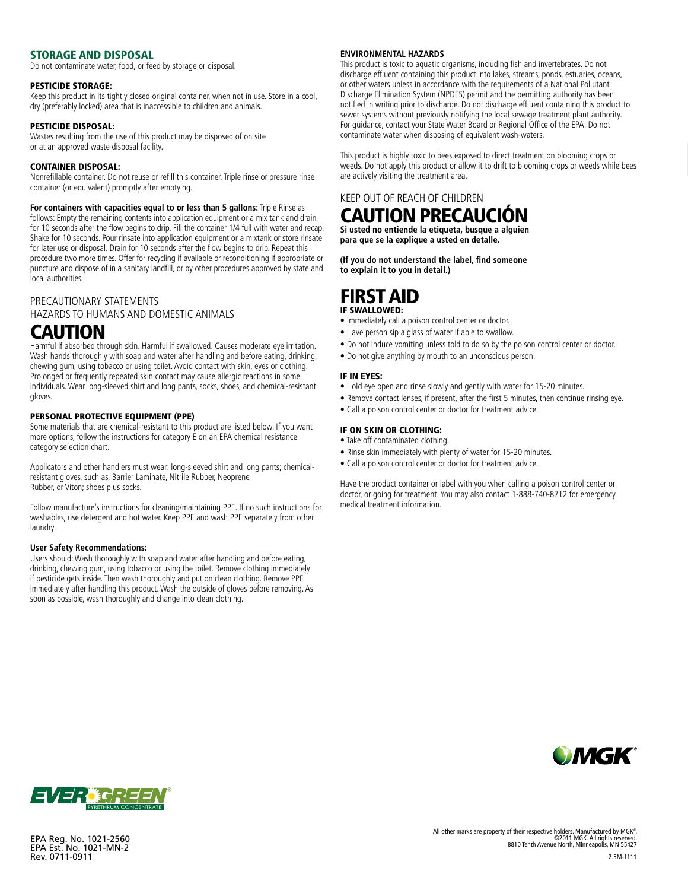## STORAGE AND DISPOSAL

Do not contaminate water, food, or feed by storage or disposal.

### PESTICIDE STORAGE:

Keep this product in its tightly closed original container, when not in use. Store in a cool, dry (preferably locked) area that is inaccessible to children and animals.

### PESTICIDE DISPOSAL:

Wastes resulting from the use of this product may be disposed of on site or at an approved waste disposal facility.

### CONTAINER DISPOSAL:

Nonrefillable container. Do not reuse or refill this container. Triple rinse or pressure rinse container (or equivalent) promptly after emptying.

**For containers with capacities equal to or less than 5 gallons:** Triple Rinse as follows: Empty the remaining contents into application equipment or a mix tank and drain for 10 seconds after the flow begins to drip. Fill the container 1/4 full with water and recap. Shake for 10 seconds. Pour rinsate into application equipment or a mixtank or store rinsate for later use or disposal. Drain for 10 seconds after the flow begins to drip. Repeat this procedure two more times. Offer for recycling if available or reconditioning if appropriate or puncture and dispose of in a sanitary landfill, or by other procedures approved by state and local authorities.

## PRECAUTIONARY STATEMENTS

## HAZARDS TO HUMANS AND DOMESTIC ANIMALS

# CAUTION

Harmful if absorbed through skin. Harmful if swallowed. Causes moderate eye irritation. Wash hands thoroughly with soap and water after handling and before eating, drinking, chewing gum, using tobacco or using toilet. Avoid contact with skin, eyes or clothing. Prolonged or frequently repeated skin contact may cause allergic reactions in some individuals. Wear long-sleeved shirt and long pants, socks, shoes, and chemical-resistant gloves.

### PERSONAL PROTECTIVE EQUIPMENT (PPE)

Some materials that are chemical-resistant to this product are listed below. If you want more options, follow the instructions for category E on an EPA chemical resistance category selection chart.

Applicators and other handlers must wear: long-sleeved shirt and long pants; chemical-resistant gloves, such as, Barrier Laminate, Nitrile Rubber, Neoprene Rubber, or Viton; shoes plus socks.

Follow manufacture's instructions for cleaning/maintaining PPE. If no such instructions for washables, use detergent and hot water. Keep PPE and wash PPE separately from other laundry.

**User Safety Recommendations:**

Users should: Wash thoroughly with soap and water after handling and before eating, drinking, chewing gum, using tobacco or using the toilet. Remove clothing immediately if pesticide gets inside. Then wash thoroughly and put on clean clothing. Remove PPE immediately after handling this product. Wash the outside of gloves before removing. As soon as possible, wash thoroughly and change into clean clothing.

### ENVIRONMENTAL HAZARDS

This product is toxic to aquatic organisms, including fish and invertebrates. Do not discharge effluent containing this product into lakes, streams, ponds, estuaries, oceans, or other waters unless in accordance with the requirements of a National Pollutant Discharge Elimination System (NPDES) permit and the permitting authority has been notified in writing prior to discharge. Do not discharge effluent containing this product to sewer systems without previously notifying the local sewage treatment plant authority. For guidance, contact your State Water Board or Regional Office of the EPA. Do not contaminate water when disposing of equivalent wash-waters.

This product is highly toxic to bees exposed to direct treatment on blooming crops or weeds. Do not apply this product or allow it to drift to blooming crops or weeds while bees are actively visiting the treatment area.

KEEP OUT OF REACH OF CHILDREN

# CAUTION PRECAUCIÓN

**Si usted no entiende la etiqueta, busque a alguien para que se la explique a usted en detalle.**

**(If you do not understand the label, find someone to explain it to you in detail.)**

# FIRST AID

### IF SWALLOWED:

- Immediately call a poison control center or doctor.
- Have person sip a glass of water if able to swallow.
- Do not induce vomiting unless told to do so by the poison control center or doctor.
- Do not give anything by mouth to an unconscious person.

### IF IN EYES:

- Hold eye open and rinse slowly and gently with water for 15-20 minutes.
- Remove contact lenses, if present, after the first 5 minutes, then continue rinsing eye.
- Call a poison control center or doctor for treatment advice.

### IF ON SKIN OR CLOTHING:

- Take off contaminated clothing.
- Rinse skin immediately with plenty of water for 15-20 minutes.
- Call a poison control center or doctor for treatment advice.

Have the product container or label with you when calling a poison control center or doctor, or going for treatment. You may also contact 1-888-740-8712 for emergency medical treatment information.

MGK®

EVERGREEN® PYRETHRUM CONCENTRATE

EPA Reg. No. 1021-2560
EPA Est. No. 1021-MN-2
Rev. 0711-0911

All other marks are property of their respective holders. Manufactured by MGK®.
©2011 MGK. All rights reserved.
8810 Tenth Avenue North, Minneapolis, MN 55427

2.5M-1111